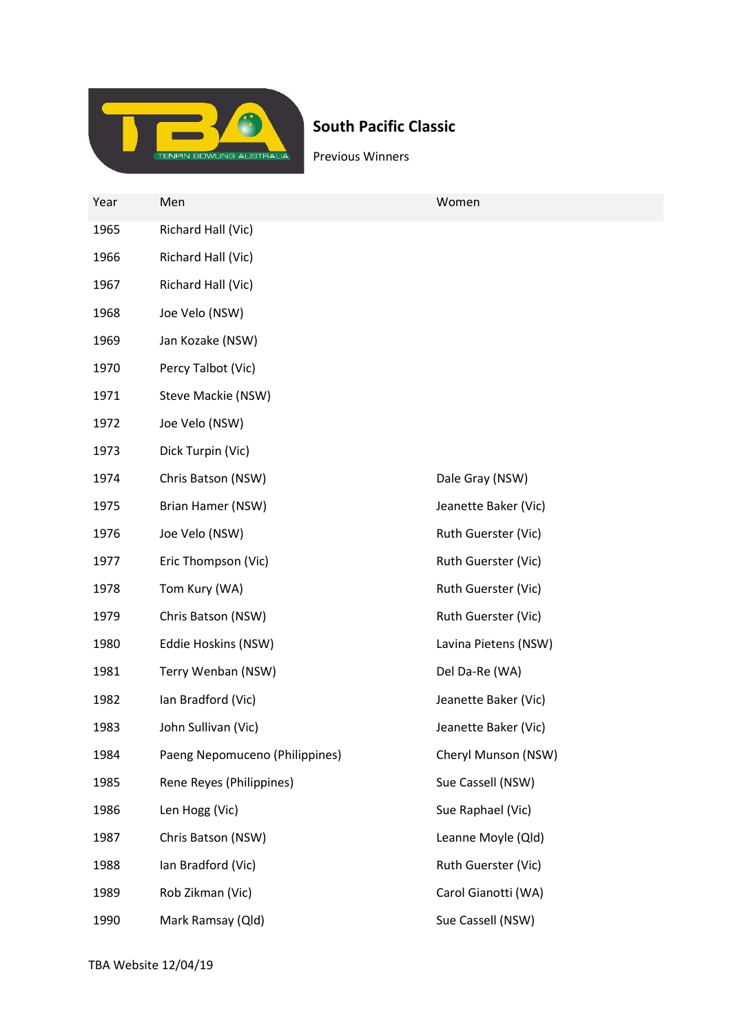# South Pacific Classic

Previous Winners

| Year | Men | Women |
|---|---|---|
| 1965 | Richard Hall (Vic) | |
| 1966 | Richard Hall (Vic) | |
| 1967 | Richard Hall (Vic) | |
| 1968 | Joe Velo (NSW) | |
| 1969 | Jan Kozake (NSW) | |
| 1970 | Percy Talbot (Vic) | |
| 1971 | Steve Mackie (NSW) | |
| 1972 | Joe Velo (NSW) | |
| 1973 | Dick Turpin (Vic) | |
| 1974 | Chris Batson (NSW) | Dale Gray (NSW) |
| 1975 | Brian Hamer (NSW) | Jeanette Baker (Vic) |
| 1976 | Joe Velo (NSW) | Ruth Guerster (Vic) |
| 1977 | Eric Thompson (Vic) | Ruth Guerster (Vic) |
| 1978 | Tom Kury (WA) | Ruth Guerster (Vic) |
| 1979 | Chris Batson (NSW) | Ruth Guerster (Vic) |
| 1980 | Eddie Hoskins (NSW) | Lavina Pietens (NSW) |
| 1981 | Terry Wenban (NSW) | Del Da-Re (WA) |
| 1982 | Ian Bradford (Vic) | Jeanette Baker (Vic) |
| 1983 | John Sullivan (Vic) | Jeanette Baker (Vic) |
| 1984 | Paeng Nepomuceno (Philippines) | Cheryl Munson (NSW) |
| 1985 | Rene Reyes (Philippines) | Sue Cassell (NSW) |
| 1986 | Len Hogg (Vic) | Sue Raphael (Vic) |
| 1987 | Chris Batson (NSW) | Leanne Moyle (Qld) |
| 1988 | Ian Bradford (Vic) | Ruth Guerster (Vic) |
| 1989 | Rob Zikman (Vic) | Carol Gianotti (WA) |
| 1990 | Mark Ramsay (Qld) | Sue Cassell (NSW) |

TBA Website 12/04/19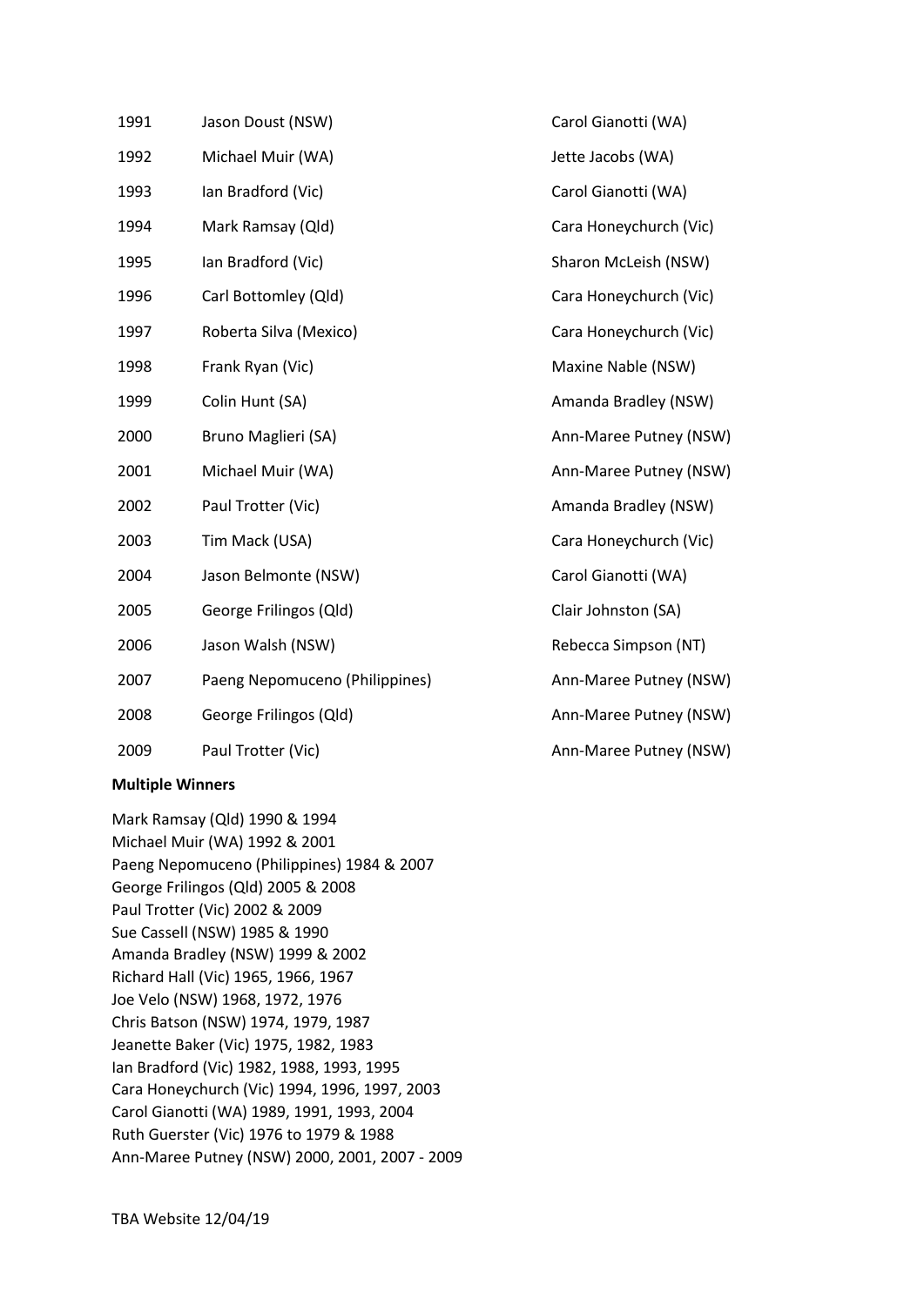| | | |
|---|---|---|
| 1991 | Jason Doust (NSW) | Carol Gianotti (WA) |
| 1992 | Michael Muir (WA) | Jette Jacobs (WA) |
| 1993 | Ian Bradford (Vic) | Carol Gianotti (WA) |
| 1994 | Mark Ramsay (Qld) | Cara Honeychurch (Vic) |
| 1995 | Ian Bradford (Vic) | Sharon McLeish (NSW) |
| 1996 | Carl Bottomley (Qld) | Cara Honeychurch (Vic) |
| 1997 | Roberta Silva (Mexico) | Cara Honeychurch (Vic) |
| 1998 | Frank Ryan (Vic) | Maxine Nable (NSW) |
| 1999 | Colin Hunt (SA) | Amanda Bradley (NSW) |
| 2000 | Bruno Maglieri (SA) | Ann-Maree Putney (NSW) |
| 2001 | Michael Muir (WA) | Ann-Maree Putney (NSW) |
| 2002 | Paul Trotter (Vic) | Amanda Bradley (NSW) |
| 2003 | Tim Mack (USA) | Cara Honeychurch (Vic) |
| 2004 | Jason Belmonte (NSW) | Carol Gianotti (WA) |
| 2005 | George Frilingos (Qld) | Clair Johnston (SA) |
| 2006 | Jason Walsh (NSW) | Rebecca Simpson (NT) |
| 2007 | Paeng Nepomuceno (Philippines) | Ann-Maree Putney (NSW) |
| 2008 | George Frilingos (Qld) | Ann-Maree Putney (NSW) |
| 2009 | Paul Trotter (Vic) | Ann-Maree Putney (NSW) |

**Multiple Winners**

Mark Ramsay (Qld) 1990 & 1994
Michael Muir (WA) 1992 & 2001
Paeng Nepomuceno (Philippines) 1984 & 2007
George Frilingos (Qld) 2005 & 2008
Paul Trotter (Vic) 2002 & 2009
Sue Cassell (NSW) 1985 & 1990
Amanda Bradley (NSW) 1999 & 2002
Richard Hall (Vic) 1965, 1966, 1967
Joe Velo (NSW) 1968, 1972, 1976
Chris Batson (NSW) 1974, 1979, 1987
Jeanette Baker (Vic) 1975, 1982, 1983
Ian Bradford (Vic) 1982, 1988, 1993, 1995
Cara Honeychurch (Vic) 1994, 1996, 1997, 2003
Carol Gianotti (WA) 1989, 1991, 1993, 2004
Ruth Guerster (Vic) 1976 to 1979 & 1988
Ann-Maree Putney (NSW) 2000, 2001, 2007 - 2009

TBA Website 12/04/19